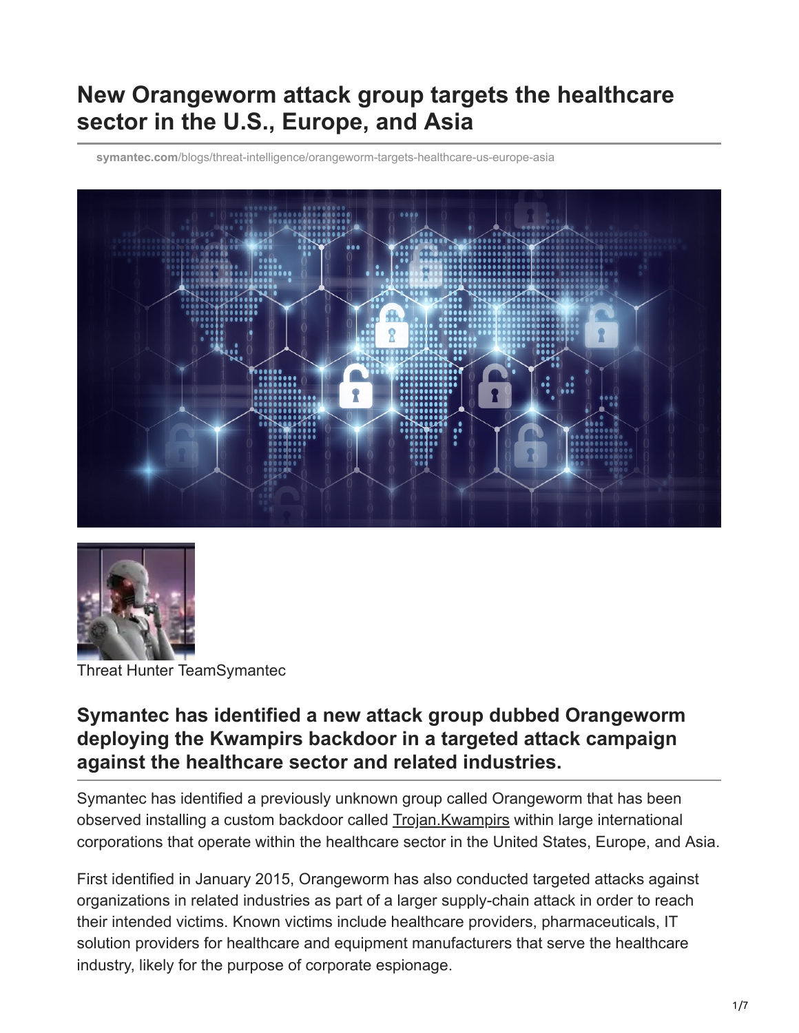# New Orangeworm attack group targets the healthcare sector in the U.S., Europe, and Asia

**symantec.com**/blogs/threat-intelligence/orangeworm-targets-healthcare-us-europe-asia

Threat Hunter TeamSymantec

## Symantec has identified a new attack group dubbed Orangeworm deploying the Kwampirs backdoor in a targeted attack campaign against the healthcare sector and related industries.

Symantec has identified a previously unknown group called Orangeworm that has been observed installing a custom backdoor called Trojan.Kwampirs within large international corporations that operate within the healthcare sector in the United States, Europe, and Asia.

First identified in January 2015, Orangeworm has also conducted targeted attacks against organizations in related industries as part of a larger supply-chain attack in order to reach their intended victims. Known victims include healthcare providers, pharmaceuticals, IT solution providers for healthcare and equipment manufacturers that serve the healthcare industry, likely for the purpose of corporate espionage.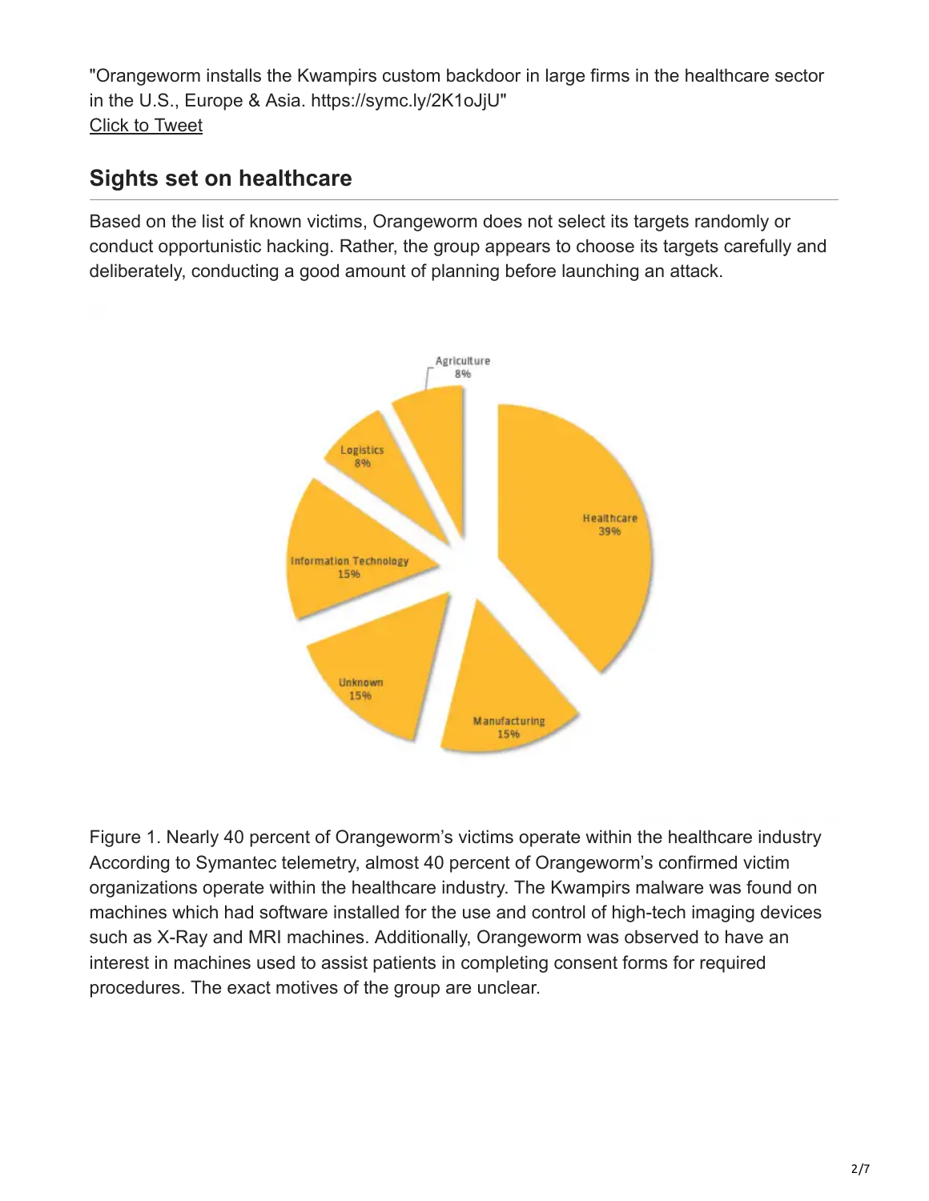"Orangeworm installs the Kwampirs custom backdoor in large firms in the healthcare sector in the U.S., Europe & Asia. https://symc.ly/2K1oJjU"
Click to Tweet

## Sights set on healthcare

Based on the list of known victims, Orangeworm does not select its targets randomly or conduct opportunistic hacking. Rather, the group appears to choose its targets carefully and deliberately, conducting a good amount of planning before launching an attack.

Figure 1. Nearly 40 percent of Orangeworm's victims operate within the healthcare industry

According to Symantec telemetry, almost 40 percent of Orangeworm's confirmed victim organizations operate within the healthcare industry. The Kwampirs malware was found on machines which had software installed for the use and control of high-tech imaging devices such as X-Ray and MRI machines. Additionally, Orangeworm was observed to have an interest in machines used to assist patients in completing consent forms for required procedures. The exact motives of the group are unclear.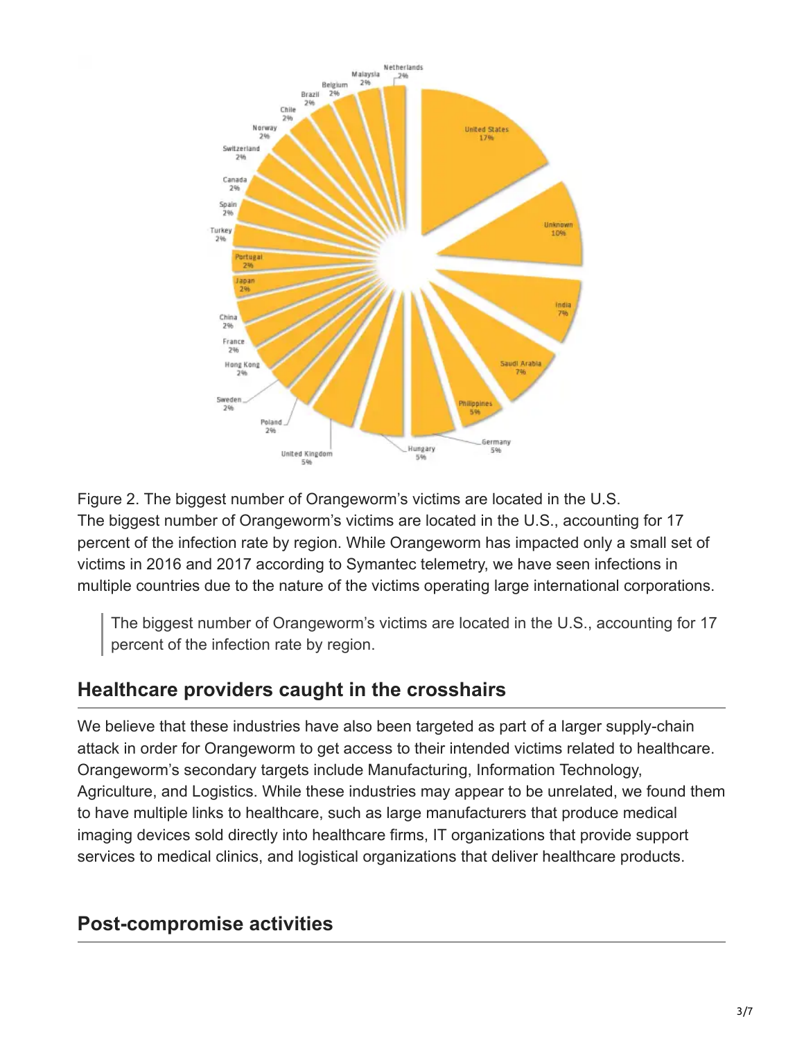Figure 2. The biggest number of Orangeworm's victims are located in the U.S.

The biggest number of Orangeworm's victims are located in the U.S., accounting for 17 percent of the infection rate by region. While Orangeworm has impacted only a small set of victims in 2016 and 2017 according to Symantec telemetry, we have seen infections in multiple countries due to the nature of the victims operating large international corporations.

> The biggest number of Orangeworm's victims are located in the U.S., accounting for 17 percent of the infection rate by region.

## Healthcare providers caught in the crosshairs

We believe that these industries have also been targeted as part of a larger supply-chain attack in order for Orangeworm to get access to their intended victims related to healthcare. Orangeworm's secondary targets include Manufacturing, Information Technology, Agriculture, and Logistics. While these industries may appear to be unrelated, we found them to have multiple links to healthcare, such as large manufacturers that produce medical imaging devices sold directly into healthcare firms, IT organizations that provide support services to medical clinics, and logistical organizations that deliver healthcare products.

## Post-compromise activities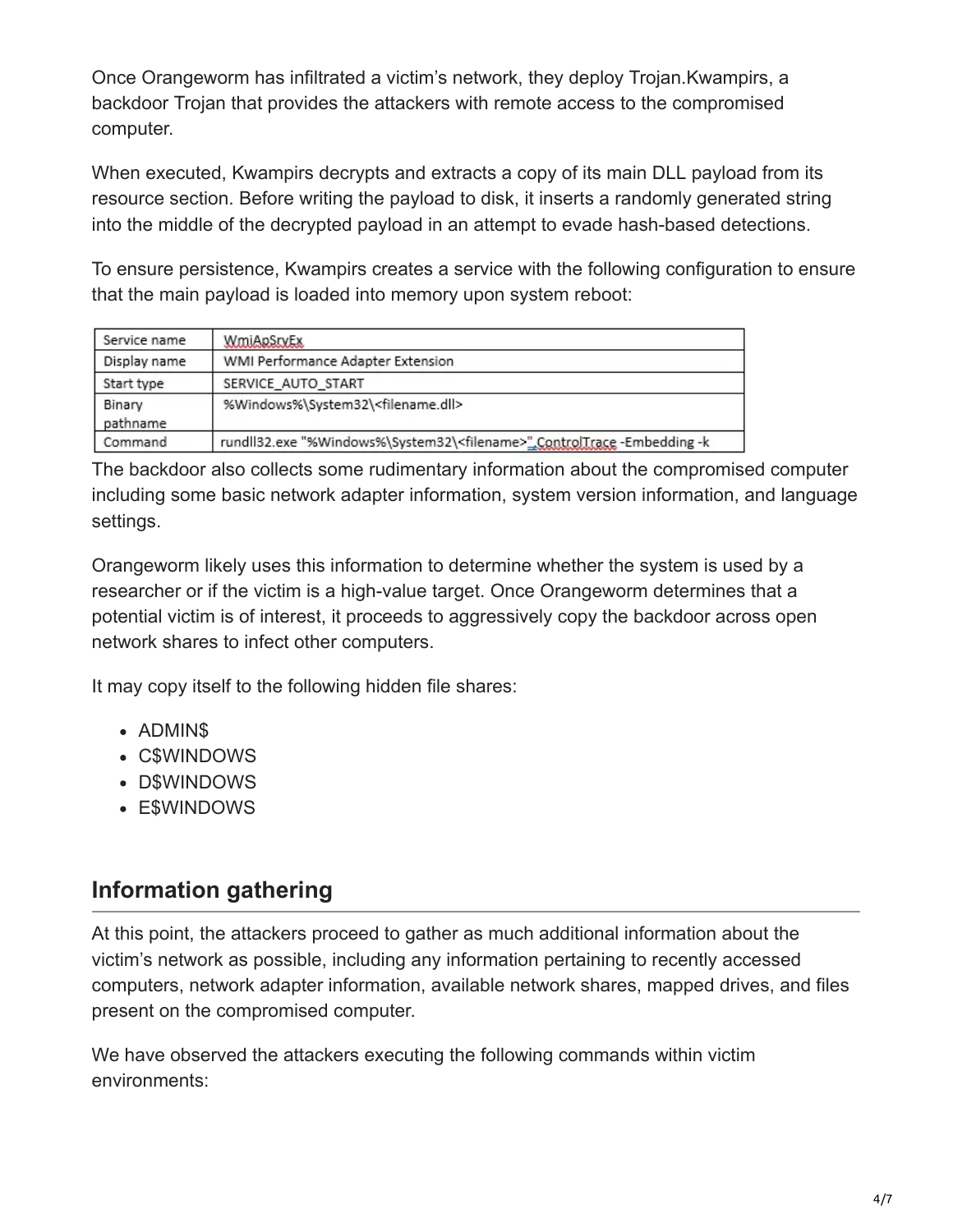Once Orangeworm has infiltrated a victim's network, they deploy Trojan.Kwampirs, a backdoor Trojan that provides the attackers with remote access to the compromised computer.

When executed, Kwampirs decrypts and extracts a copy of its main DLL payload from its resource section. Before writing the payload to disk, it inserts a randomly generated string into the middle of the decrypted payload in an attempt to evade hash-based detections.

To ensure persistence, Kwampirs creates a service with the following configuration to ensure that the main payload is loaded into memory upon system reboot:

| Service name | WmiApSrvEx |
| --- | --- |
| Display name | WMI Performance Adapter Extension |
| Start type | SERVICE_AUTO_START |
| Binary pathname | %Windows%\System32\<filename.dll> |
| Command | rundll32.exe "%Windows%\System32\<filename>", ControlTrace -Embedding -k |

The backdoor also collects some rudimentary information about the compromised computer including some basic network adapter information, system version information, and language settings.

Orangeworm likely uses this information to determine whether the system is used by a researcher or if the victim is a high-value target. Once Orangeworm determines that a potential victim is of interest, it proceeds to aggressively copy the backdoor across open network shares to infect other computers.

It may copy itself to the following hidden file shares:

- ADMIN$
- C$WINDOWS
- D$WINDOWS
- E$WINDOWS

## Information gathering

At this point, the attackers proceed to gather as much additional information about the victim's network as possible, including any information pertaining to recently accessed computers, network adapter information, available network shares, mapped drives, and files present on the compromised computer.

We have observed the attackers executing the following commands within victim environments: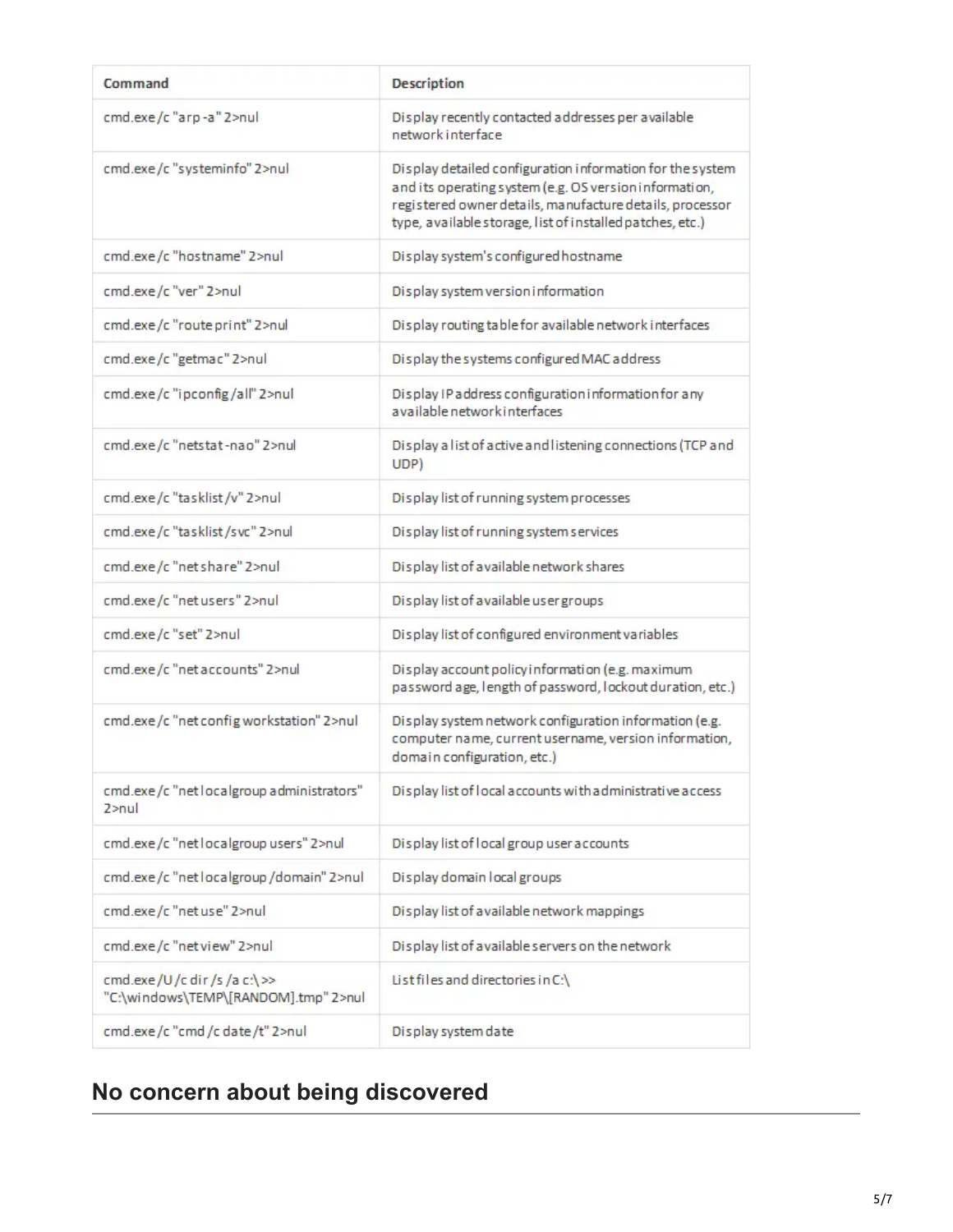| Command | Description |
| --- | --- |
| cmd.exe /c "arp -a" 2>nul | Display recently contacted addresses per available network interface |
| cmd.exe /c "systeminfo" 2>nul | Display detailed configuration information for the system and its operating system (e.g. OS version information, registered owner details, manufacture details, processor type, available storage, list of installed patches, etc.) |
| cmd.exe /c "hostname" 2>nul | Display system's configured hostname |
| cmd.exe /c "ver" 2>nul | Display system version information |
| cmd.exe /c "route print" 2>nul | Display routing table for available network interfaces |
| cmd.exe /c "getmac" 2>nul | Display the systems configured MAC address |
| cmd.exe /c "ipconfig /all" 2>nul | Display IP address configuration information for any available network interfaces |
| cmd.exe /c "netstat -nao" 2>nul | Display a list of active and listening connections (TCP and UDP) |
| cmd.exe /c "tasklist /v" 2>nul | Display list of running system processes |
| cmd.exe /c "tasklist /svc" 2>nul | Display list of running system services |
| cmd.exe /c "net share" 2>nul | Display list of available network shares |
| cmd.exe /c "net users" 2>nul | Display list of available user groups |
| cmd.exe /c "set" 2>nul | Display list of configured environment variables |
| cmd.exe /c "net accounts" 2>nul | Display account policy information (e.g. maximum password age, length of password, lockout duration, etc.) |
| cmd.exe /c "net config workstation" 2>nul | Display system network configuration information (e.g. computer name, current username, version information, domain configuration, etc.) |
| cmd.exe /c "net localgroup administrators" 2>nul | Display list of local accounts with administrative access |
| cmd.exe /c "net localgroup users" 2>nul | Display list of local group user accounts |
| cmd.exe /c "net localgroup /domain" 2>nul | Display domain local groups |
| cmd.exe /c "net use" 2>nul | Display list of available network mappings |
| cmd.exe /c "net view" 2>nul | Display list of available servers on the network |
| cmd.exe /U /c dir /s /a c:\ >> "C:\windows\TEMP\[RANDOM].tmp" 2>nul | List files and directories in C:\ |
| cmd.exe /c "cmd /c date /t" 2>nul | Display system date |

## No concern about being discovered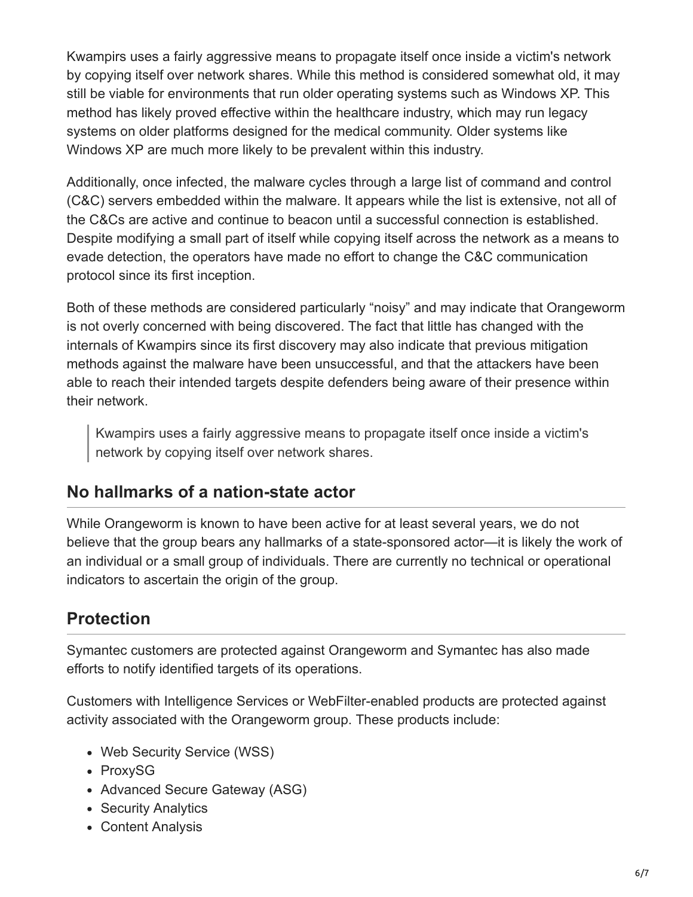Kwampirs uses a fairly aggressive means to propagate itself once inside a victim's network by copying itself over network shares. While this method is considered somewhat old, it may still be viable for environments that run older operating systems such as Windows XP. This method has likely proved effective within the healthcare industry, which may run legacy systems on older platforms designed for the medical community. Older systems like Windows XP are much more likely to be prevalent within this industry.

Additionally, once infected, the malware cycles through a large list of command and control (C&C) servers embedded within the malware. It appears while the list is extensive, not all of the C&Cs are active and continue to beacon until a successful connection is established. Despite modifying a small part of itself while copying itself across the network as a means to evade detection, the operators have made no effort to change the C&C communication protocol since its first inception.

Both of these methods are considered particularly "noisy" and may indicate that Orangeworm is not overly concerned with being discovered. The fact that little has changed with the internals of Kwampirs since its first discovery may also indicate that previous mitigation methods against the malware have been unsuccessful, and that the attackers have been able to reach their intended targets despite defenders being aware of their presence within their network.

> Kwampirs uses a fairly aggressive means to propagate itself once inside a victim's network by copying itself over network shares.

## No hallmarks of a nation-state actor

While Orangeworm is known to have been active for at least several years, we do not believe that the group bears any hallmarks of a state-sponsored actor—it is likely the work of an individual or a small group of individuals. There are currently no technical or operational indicators to ascertain the origin of the group.

## Protection

Symantec customers are protected against Orangeworm and Symantec has also made efforts to notify identified targets of its operations.

Customers with Intelligence Services or WebFilter-enabled products are protected against activity associated with the Orangeworm group. These products include:

- Web Security Service (WSS)
- ProxySG
- Advanced Secure Gateway (ASG)
- Security Analytics
- Content Analysis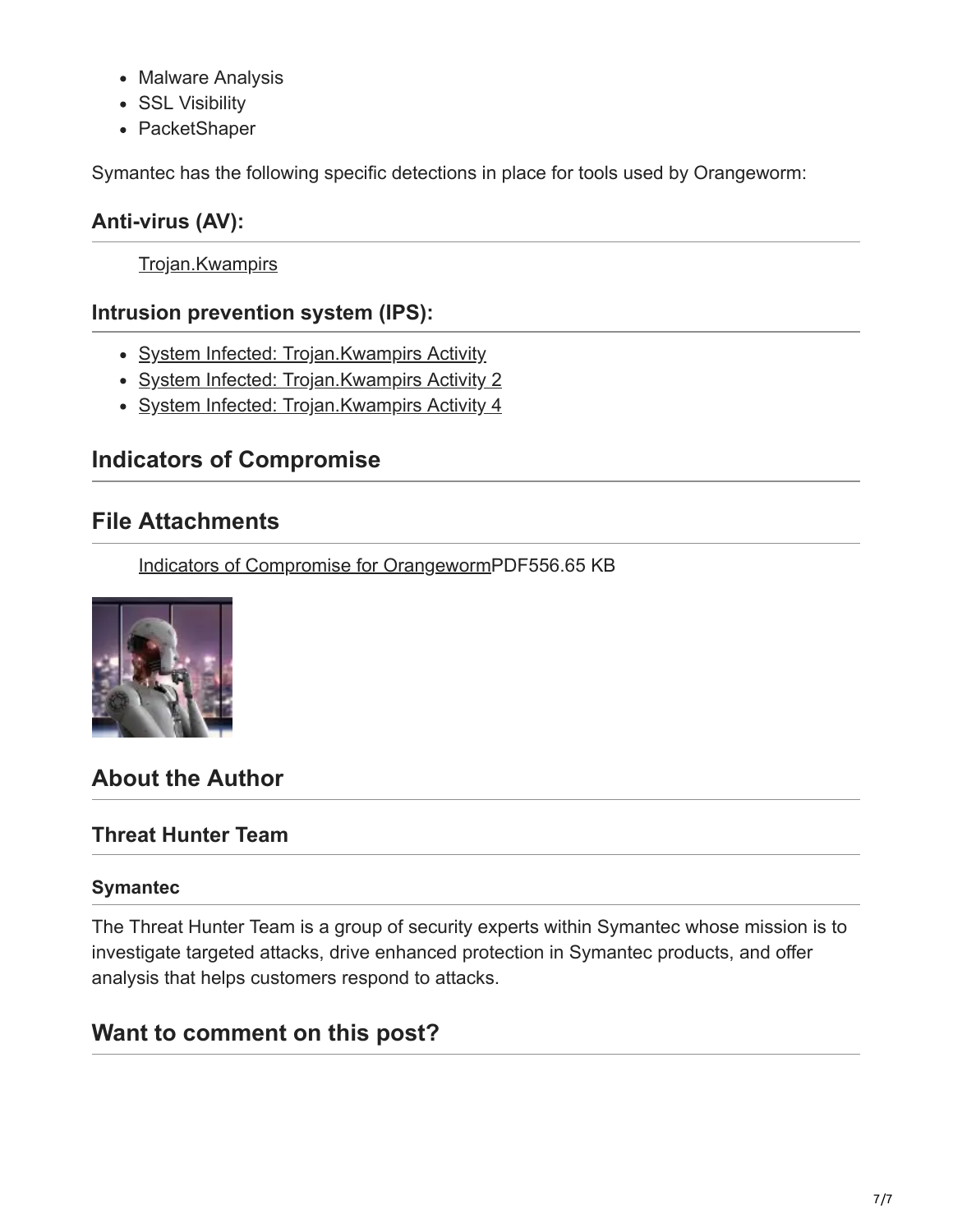- Malware Analysis
- SSL Visibility
- PacketShaper

Symantec has the following specific detections in place for tools used by Orangeworm:

### Anti-virus (AV):

Trojan.Kwampirs

### Intrusion prevention system (IPS):

- System Infected: Trojan.Kwampirs Activity
- System Infected: Trojan.Kwampirs Activity 2
- System Infected: Trojan.Kwampirs Activity 4

## Indicators of Compromise

## File Attachments

Indicators of Compromise for OrangewormPDF556.65 KB

## About the Author

### Threat Hunter Team

#### Symantec

The Threat Hunter Team is a group of security experts within Symantec whose mission is to investigate targeted attacks, drive enhanced protection in Symantec products, and offer analysis that helps customers respond to attacks.

## Want to comment on this post?